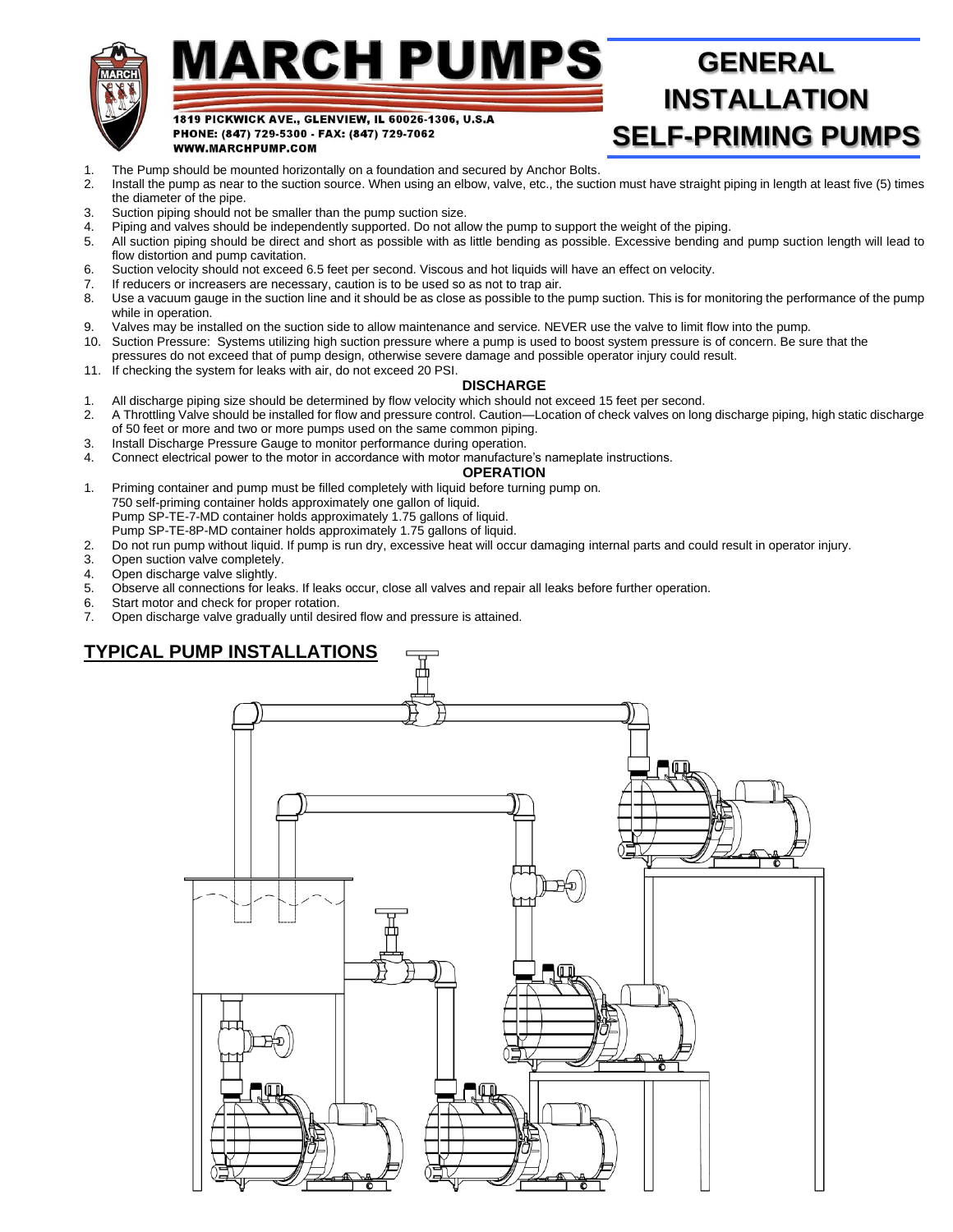# MARCH PUMPS

1819 PICKWICK AVE., GLENVIEW, IL 60026-1306, U.S.A
PHONE: (847) 729-5300 - FAX: (847) 729-7062
WWW.MARCHPUMP.COM

# GENERAL INSTALLATION SELF-PRIMING PUMPS

1. The Pump should be mounted horizontally on a foundation and secured by Anchor Bolts.
2. Install the pump as near to the suction source. When using an elbow, valve, etc., the suction must have straight piping in length at least five (5) times the diameter of the pipe.
3. Suction piping should not be smaller than the pump suction size.
4. Piping and valves should be independently supported. Do not allow the pump to support the weight of the piping.
5. All suction piping should be direct and short as possible with as little bending as possible. Excessive bending and pump suction length will lead to flow distortion and pump cavitation.
6. Suction velocity should not exceed 6.5 feet per second. Viscous and hot liquids will have an effect on velocity.
7. If reducers or increasers are necessary, caution is to be used so as not to trap air.
8. Use a vacuum gauge in the suction line and it should be as close as possible to the pump suction. This is for monitoring the performance of the pump while in operation.
9. Valves may be installed on the suction side to allow maintenance and service. NEVER use the valve to limit flow into the pump.
10. Suction Pressure: Systems utilizing high suction pressure where a pump is used to boost system pressure is of concern. Be sure that the pressures do not exceed that of pump design, otherwise severe damage and possible operator injury could result.
11. If checking the system for leaks with air, do not exceed 20 PSI.

### DISCHARGE

1. All discharge piping size should be determined by flow velocity which should not exceed 15 feet per second.
2. A Throttling Valve should be installed for flow and pressure control. Caution—Location of check valves on long discharge piping, high static discharge of 50 feet or more and two or more pumps used on the same common piping.
3. Install Discharge Pressure Gauge to monitor performance during operation.
4. Connect electrical power to the motor in accordance with motor manufacture's nameplate instructions.

### OPERATION

1. Priming container and pump must be filled completely with liquid before turning pump on.
   750 self-priming container holds approximately one gallon of liquid.
   Pump SP-TE-7-MD container holds approximately 1.75 gallons of liquid.
   Pump SP-TE-8P-MD container holds approximately 1.75 gallons of liquid.
2. Do not run pump without liquid. If pump is run dry, excessive heat will occur damaging internal parts and could result in operator injury.
3. Open suction valve completely.
4. Open discharge valve slightly.
5. Observe all connections for leaks. If leaks occur, close all valves and repair all leaks before further operation.
6. Start motor and check for proper rotation.
7. Open discharge valve gradually until desired flow and pressure is attained.

## TYPICAL PUMP INSTALLATIONS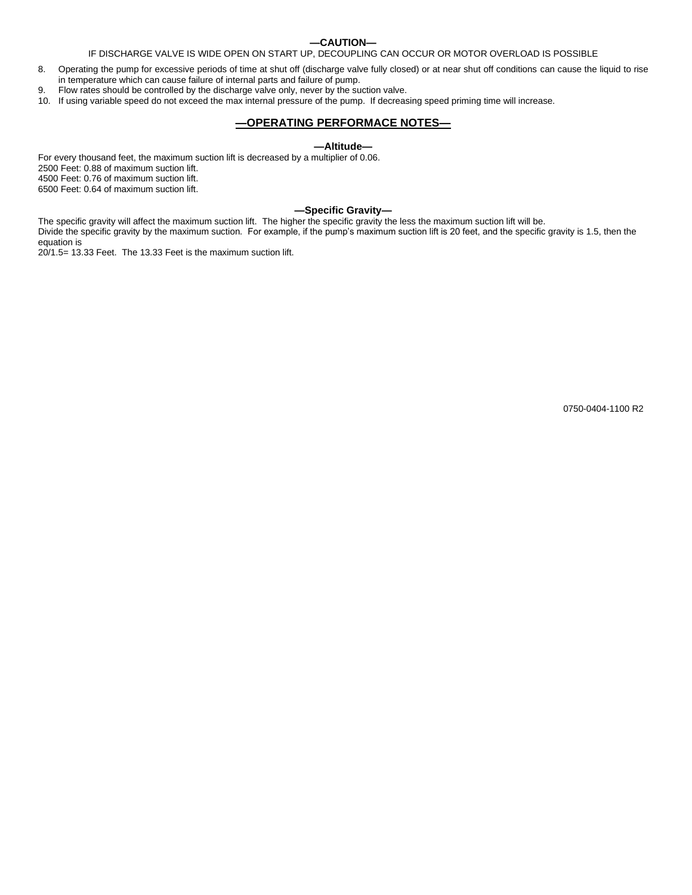**—CAUTION—**

IF DISCHARGE VALVE IS WIDE OPEN ON START UP, DECOUPLING CAN OCCUR OR MOTOR OVERLOAD IS POSSIBLE

8. Operating the pump for excessive periods of time at shut off (discharge valve fully closed) or at near shut off conditions can cause the liquid to rise in temperature which can cause failure of internal parts and failure of pump.
9. Flow rates should be controlled by the discharge valve only, never by the suction valve.
10. If using variable speed do not exceed the max internal pressure of the pump. If decreasing speed priming time will increase.

## —OPERATING PERFORMACE NOTES—

### —Altitude—

For every thousand feet, the maximum suction lift is decreased by a multiplier of 0.06.
2500 Feet: 0.88 of maximum suction lift.
4500 Feet: 0.76 of maximum suction lift.
6500 Feet: 0.64 of maximum suction lift.

### —Specific Gravity—

The specific gravity will affect the maximum suction lift. The higher the specific gravity the less the maximum suction lift will be.
Divide the specific gravity by the maximum suction. For example, if the pump's maximum suction lift is 20 feet, and the specific gravity is 1.5, then the equation is
20/1.5= 13.33 Feet. The 13.33 Feet is the maximum suction lift.

0750-0404-1100 R2